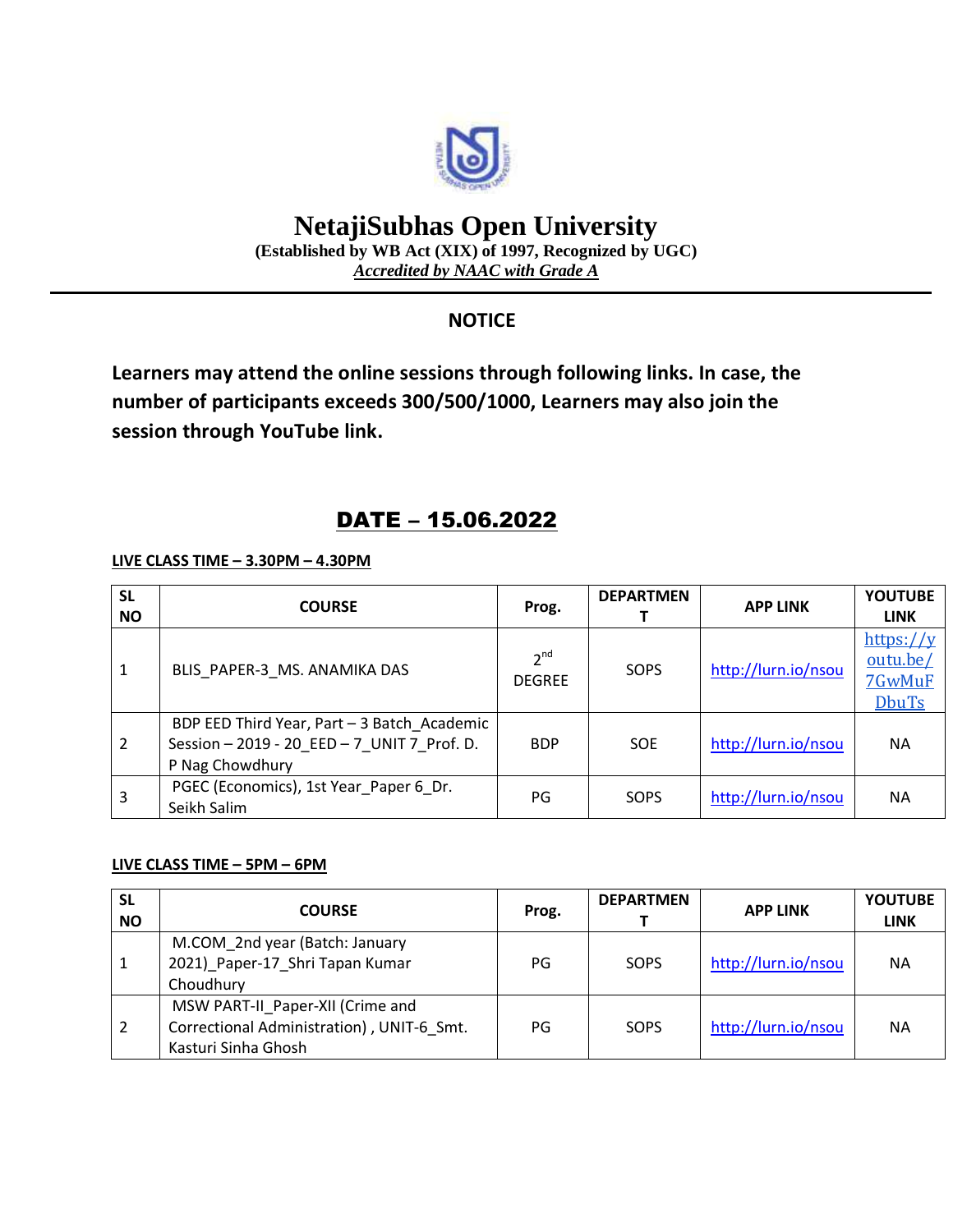# NetajiSubhas Open University

**(Established by WB Act (XIX) of 1997, Recognized by UGC)**

***Accredited by NAAC with Grade A***

## NOTICE

**Learners may attend the online sessions through following links. In case, the number of participants exceeds 300/500/1000, Learners may also join the session through YouTube link.**

## DATE – 15.06.2022

**LIVE CLASS TIME – 3.30PM – 4.30PM**

| SL NO | COURSE | Prog. | DEPARTMENT | APP LINK | YOUTUBE LINK |
|---|---|---|---|---|---|
| 1 | BLIS_PAPER-3_MS. ANAMIKA DAS | $2^{nd}$ DEGREE | SOPS | http://lurn.io/nsou | https://youtu.be/7GwMuFDbuTs |
| 2 | BDP EED Third Year, Part – 3 Batch_Academic Session – 2019 - 20_EED – 7_UNIT 7_Prof. D. P Nag Chowdhury | BDP | SOE | http://lurn.io/nsou | NA |
| 3 | PGEC (Economics), 1st Year_Paper 6_Dr. Seikh Salim | PG | SOPS | http://lurn.io/nsou | NA |

**LIVE CLASS TIME – 5PM – 6PM**

| SL NO | COURSE | Prog. | DEPARTMENT | APP LINK | YOUTUBE LINK |
|---|---|---|---|---|---|
| 1 | M.COM_2nd year (Batch: January 2021)_Paper-17_Shri Tapan Kumar Choudhury | PG | SOPS | http://lurn.io/nsou | NA |
| 2 | MSW PART-II_Paper-XII (Crime and Correctional Administration) , UNIT-6_Smt. Kasturi Sinha Ghosh | PG | SOPS | http://lurn.io/nsou | NA |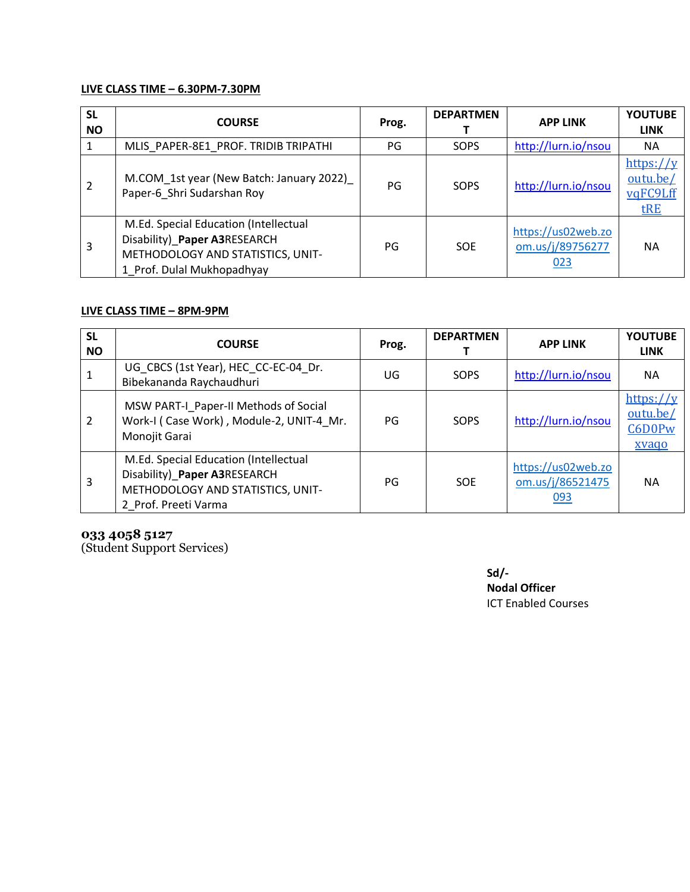**LIVE CLASS TIME – 6.30PM-7.30PM**

| SL NO | COURSE | Prog. | DEPARTMENT | APP LINK | YOUTUBE LINK |
|---|---|---|---|---|---|
| 1 | MLIS_PAPER-8E1_PROF. TRIDIB TRIPATHI | PG | SOPS | http://lurn.io/nsou | NA |
| 2 | M.COM_1st year (New Batch: January 2022)_ Paper-6_Shri Sudarshan Roy | PG | SOPS | http://lurn.io/nsou | https://youtu.be/vqFC9LfftRE |
| 3 | M.Ed. Special Education (Intellectual Disability)_**Paper A3**RESEARCH METHODOLOGY AND STATISTICS, UNIT-1_Prof. Dulal Mukhopadhyay | PG | SOE | https://us02web.zoom.us/j/89756277023 | NA |

**LIVE CLASS TIME – 8PM-9PM**

| SL NO | COURSE | Prog. | DEPARTMENT | APP LINK | YOUTUBE LINK |
|---|---|---|---|---|---|
| 1 | UG_CBCS (1st Year), HEC_CC-EC-04_Dr. Bibekananda Raychaudhuri | UG | SOPS | http://lurn.io/nsou | NA |
| 2 | MSW PART-I_Paper-II Methods of Social Work-I ( Case Work) , Module-2, UNIT-4_Mr. Monojit Garai | PG | SOPS | http://lurn.io/nsou | https://youtu.be/C6D0Pwxvaqo |
| 3 | M.Ed. Special Education (Intellectual Disability)_**Paper A3**RESEARCH METHODOLOGY AND STATISTICS, UNIT-2_Prof. Preeti Varma | PG | SOE | https://us02web.zoom.us/j/86521475093 | NA |

**033 4058 5127**
(Student Support Services)

Sd/-
**Nodal Officer**
ICT Enabled Courses